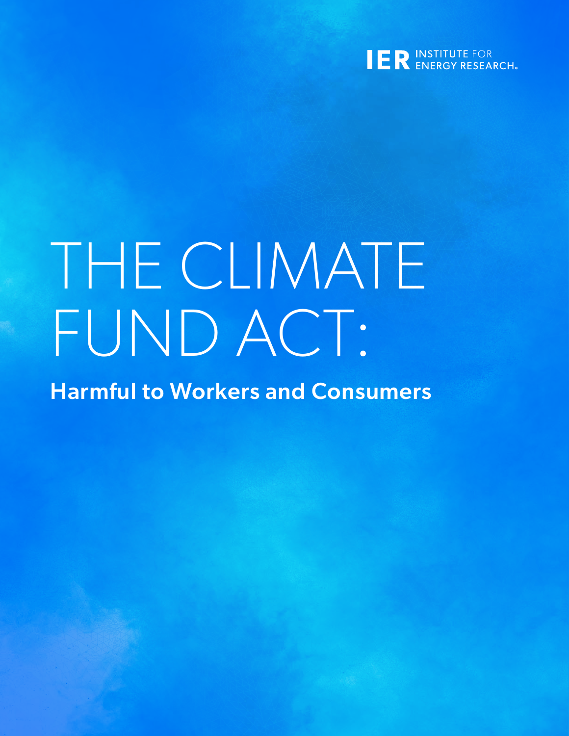IER INSTITUTE FOR ENERGY RESEARCH.

# THE CLIMATE FUND ACT:

## Harmful to Workers and Consumers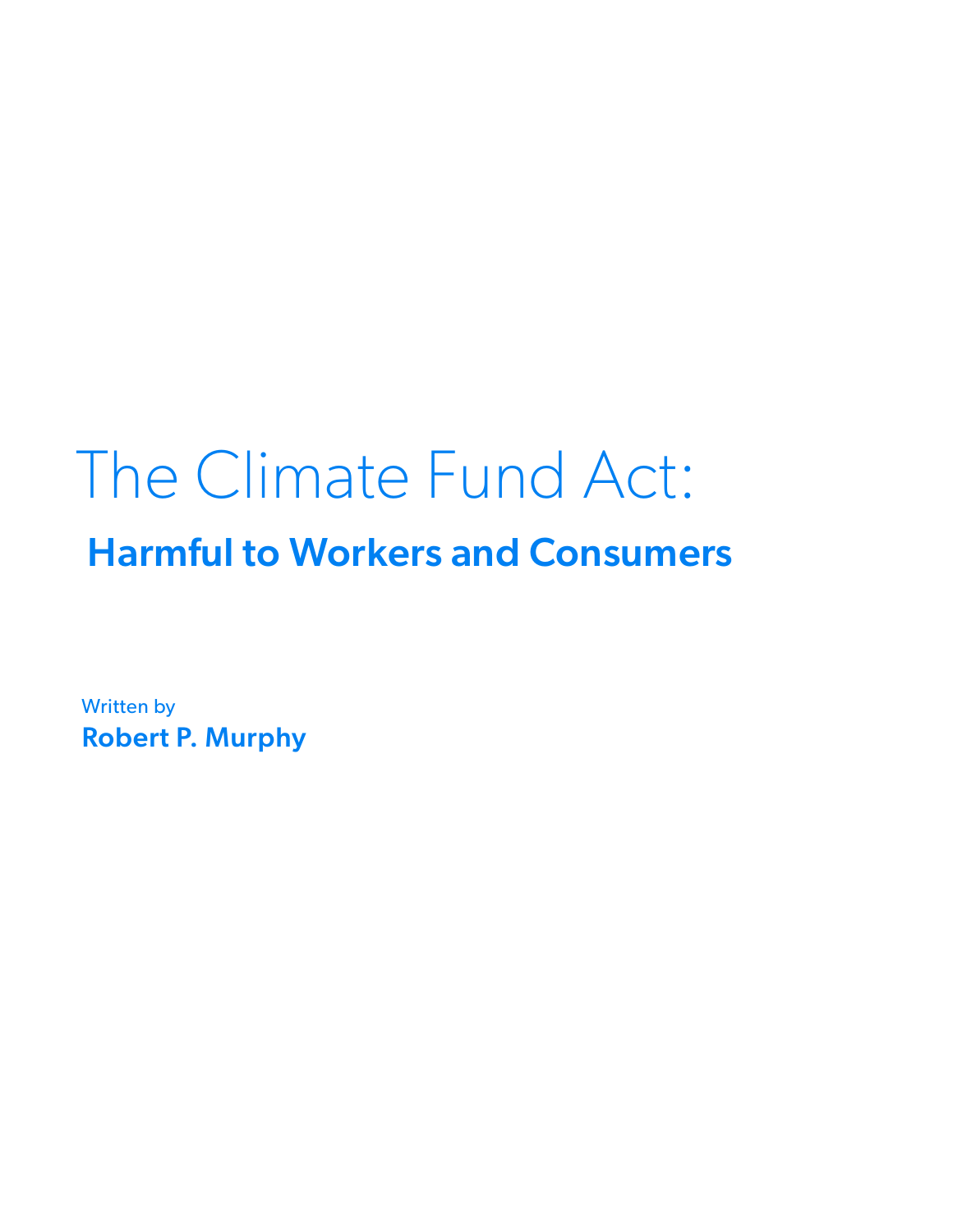# The Climate Fund Act:

## Harmful to Workers and Consumers

Written by

**Robert P. Murphy**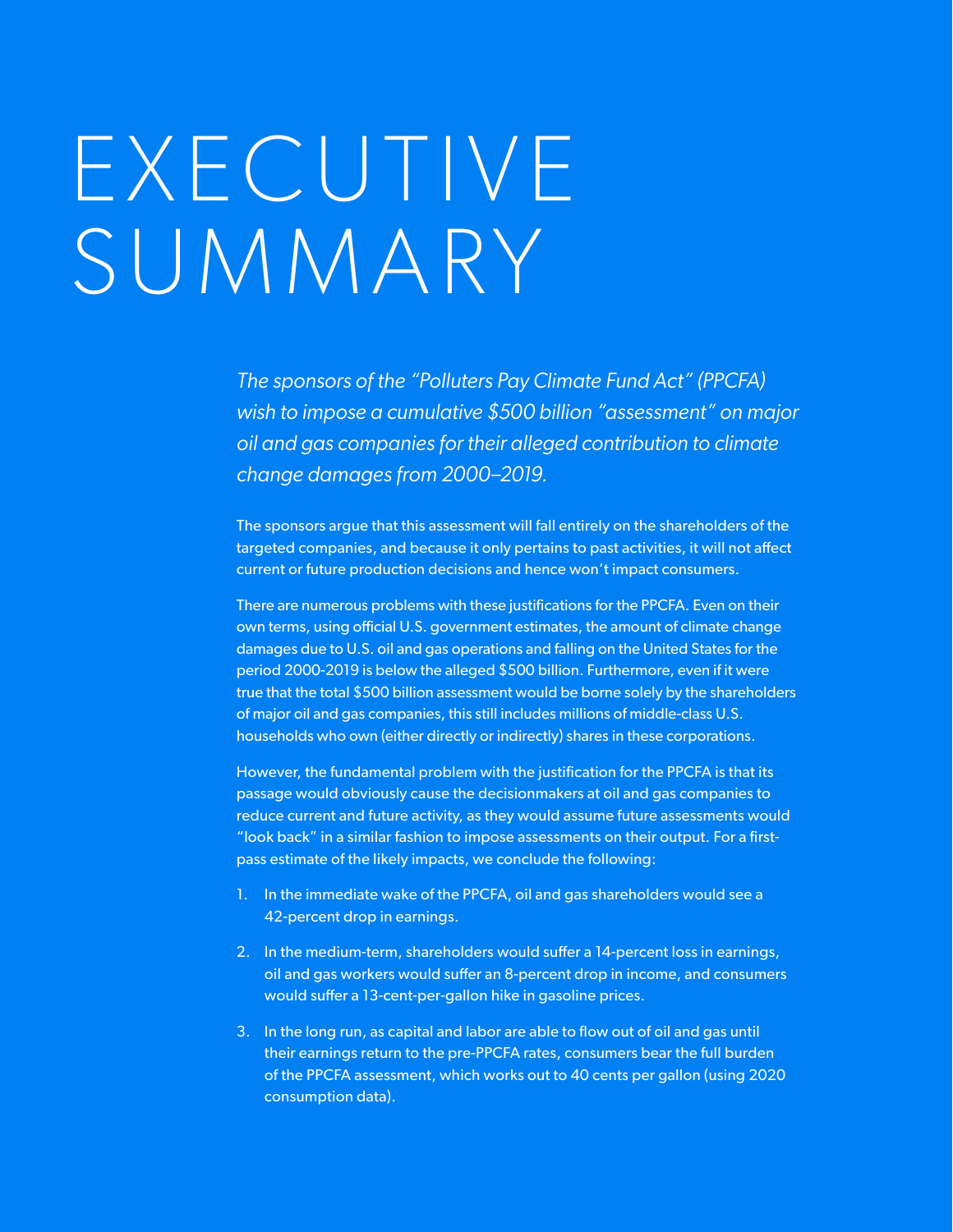# EXECUTIVE SUMMARY

*The sponsors of the "Polluters Pay Climate Fund Act" (PPCFA) wish to impose a cumulative $500 billion "assessment" on major oil and gas companies for their alleged contribution to climate change damages from 2000–2019.*

The sponsors argue that this assessment will fall entirely on the shareholders of the targeted companies, and because it only pertains to past activities, it will not affect current or future production decisions and hence won't impact consumers.

There are numerous problems with these justifications for the PPCFA. Even on their own terms, using official U.S. government estimates, the amount of climate change damages due to U.S. oil and gas operations and falling on the United States for the period 2000-2019 is below the alleged $500 billion. Furthermore, even if it were true that the total $500 billion assessment would be borne solely by the shareholders of major oil and gas companies, this still includes millions of middle-class U.S. households who own (either directly or indirectly) shares in these corporations.

However, the fundamental problem with the justification for the PPCFA is that its passage would obviously cause the decisionmakers at oil and gas companies to reduce current and future activity, as they would assume future assessments would "look back" in a similar fashion to impose assessments on their output. For a first-pass estimate of the likely impacts, we conclude the following:

1. In the immediate wake of the PPCFA, oil and gas shareholders would see a 42-percent drop in earnings.
2. In the medium-term, shareholders would suffer a 14-percent loss in earnings, oil and gas workers would suffer an 8-percent drop in income, and consumers would suffer a 13-cent-per-gallon hike in gasoline prices.
3. In the long run, as capital and labor are able to flow out of oil and gas until their earnings return to the pre-PPCFA rates, consumers bear the full burden of the PPCFA assessment, which works out to 40 cents per gallon (using 2020 consumption data).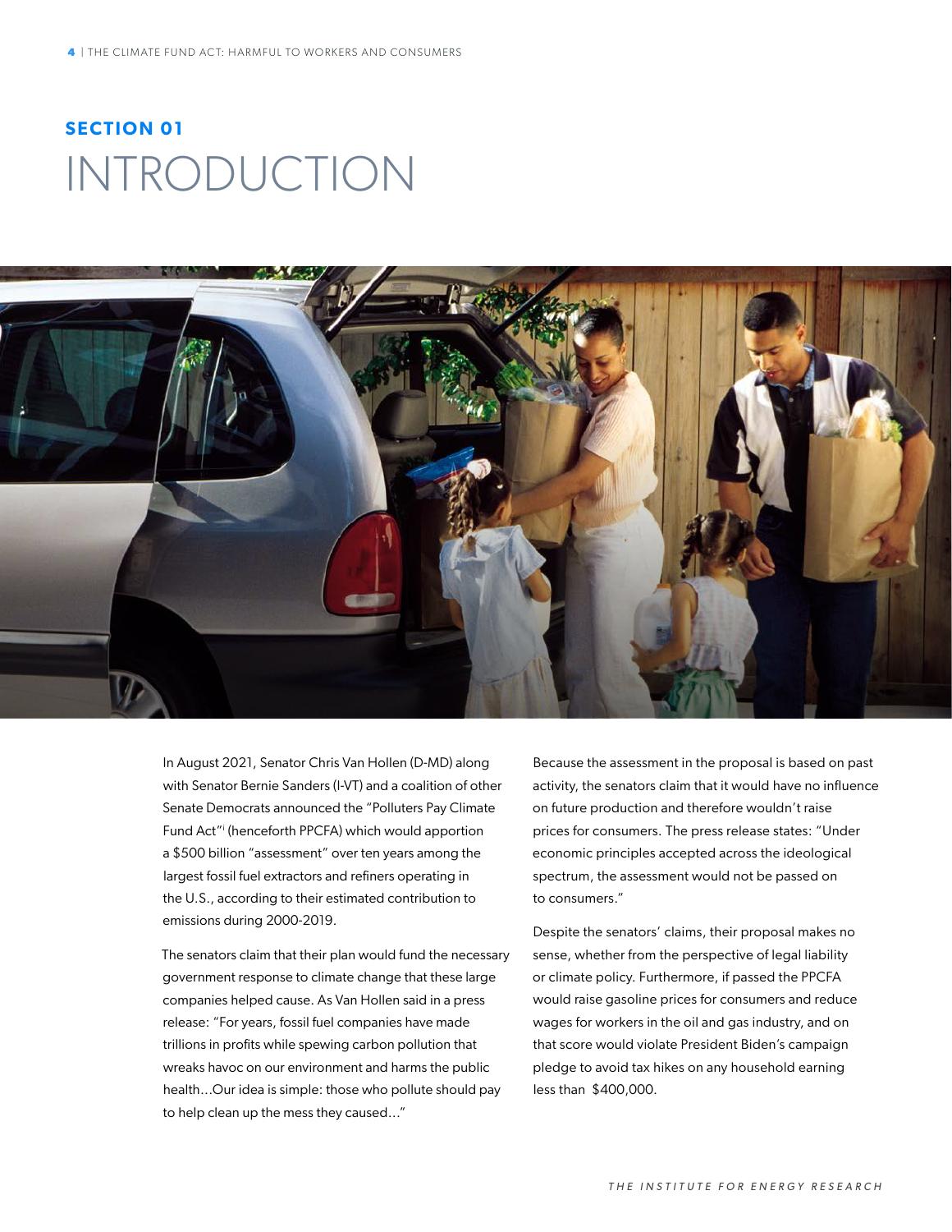## SECTION 01

# INTRODUCTION

In August 2021, Senator Chris Van Hollen (D-MD) along with Senator Bernie Sanders (I-VT) and a coalition of other Senate Democrats announced the "Polluters Pay Climate Fund Act"[i] (henceforth PPCFA) which would apportion a $500 billion "assessment" over ten years among the largest fossil fuel extractors and refiners operating in the U.S., according to their estimated contribution to emissions during 2000-2019.

The senators claim that their plan would fund the necessary government response to climate change that these large companies helped cause. As Van Hollen said in a press release: "For years, fossil fuel companies have made trillions in profits while spewing carbon pollution that wreaks havoc on our environment and harms the public health…Our idea is simple: those who pollute should pay to help clean up the mess they caused…"

Because the assessment in the proposal is based on past activity, the senators claim that it would have no influence on future production and therefore wouldn't raise prices for consumers. The press release states: "Under economic principles accepted across the ideological spectrum, the assessment would not be passed on to consumers."

Despite the senators' claims, their proposal makes no sense, whether from the perspective of legal liability or climate policy. Furthermore, if passed the PPCFA would raise gasoline prices for consumers and reduce wages for workers in the oil and gas industry, and on that score would violate President Biden's campaign pledge to avoid tax hikes on any household earning less than $400,000.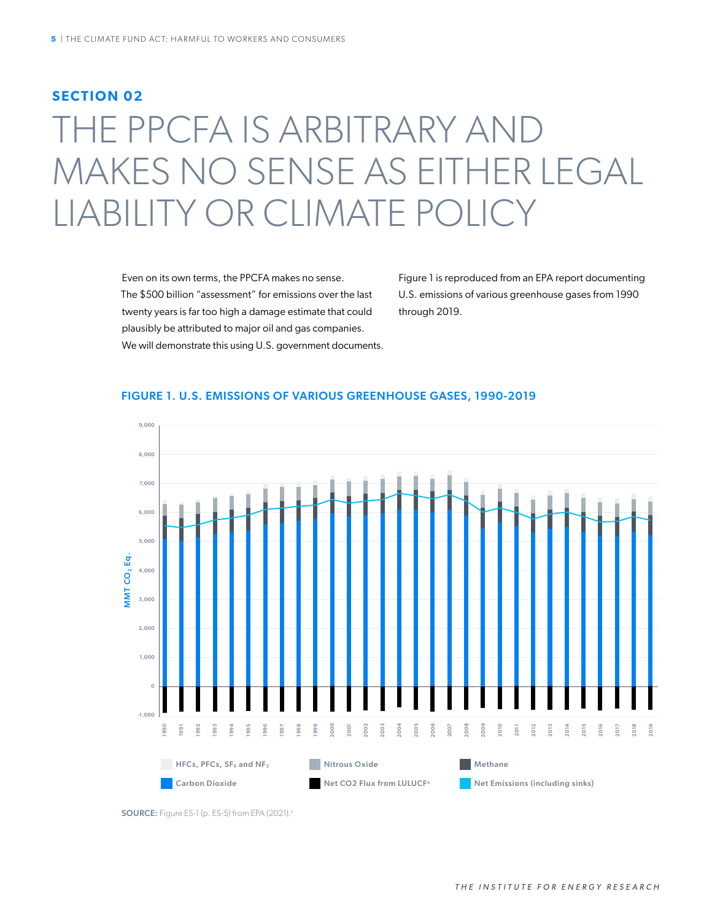## SECTION 02

# THE PPCFA IS ARBITRARY AND MAKES NO SENSE AS EITHER LEGAL LIABILITY OR CLIMATE POLICY

Even on its own terms, the PPCFA makes no sense. The $500 billion "assessment" for emissions over the last twenty years is far too high a damage estimate that could plausibly be attributed to major oil and gas companies. We will demonstrate this using U.S. government documents.

Figure 1 is reproduced from an EPA report documenting U.S. emissions of various greenhouse gases from 1990 through 2019.

### FIGURE 1. U.S. EMISSIONS OF VARIOUS GREENHOUSE GASES, 1990-2019

**SOURCE:** Figure ES-1 (p. ES-5) from EPA (2021).[ii]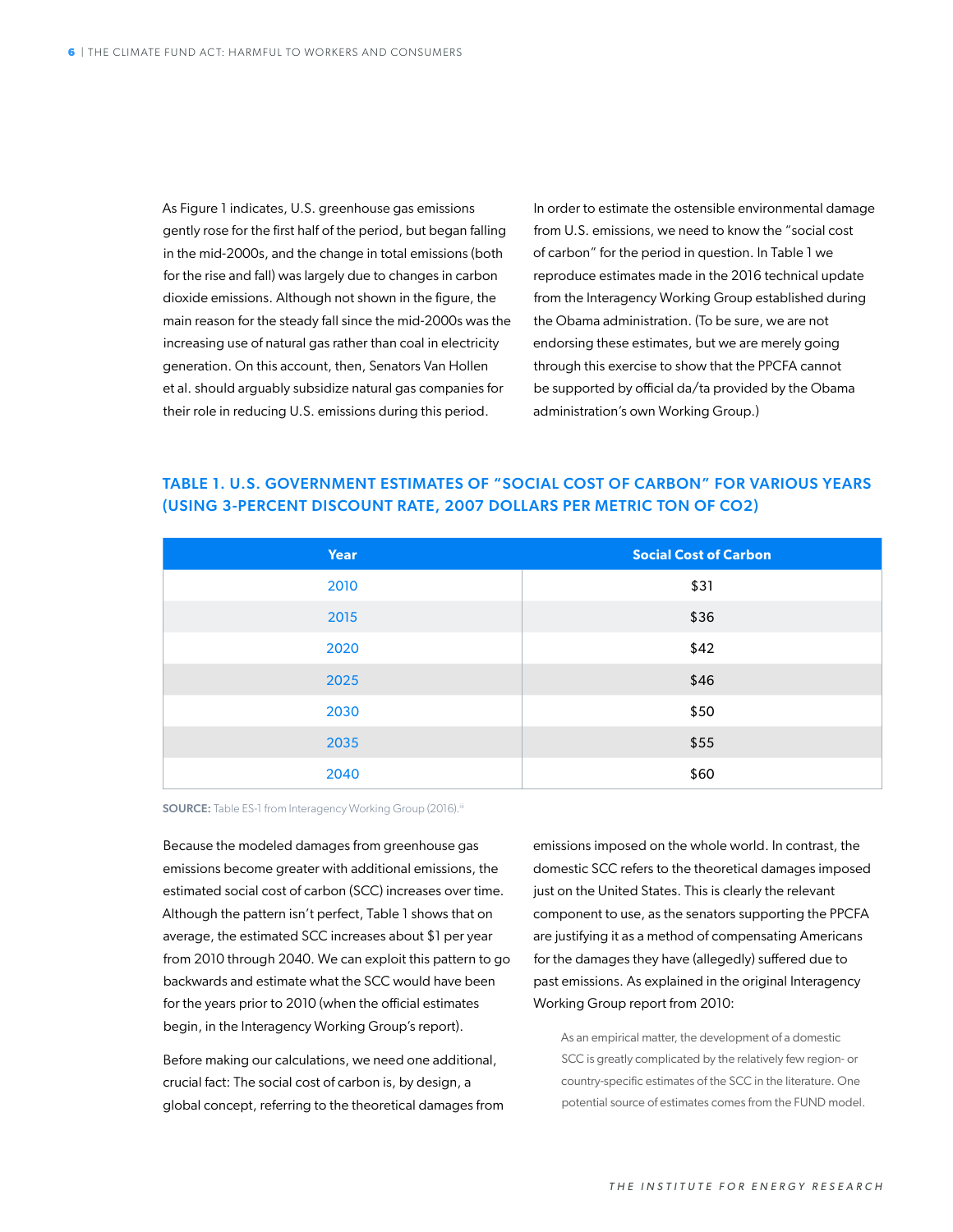As Figure 1 indicates, U.S. greenhouse gas emissions gently rose for the first half of the period, but began falling in the mid-2000s, and the change in total emissions (both for the rise and fall) was largely due to changes in carbon dioxide emissions. Although not shown in the figure, the main reason for the steady fall since the mid-2000s was the increasing use of natural gas rather than coal in electricity generation. On this account, then, Senators Van Hollen et al. should arguably subsidize natural gas companies for their role in reducing U.S. emissions during this period.

In order to estimate the ostensible environmental damage from U.S. emissions, we need to know the "social cost of carbon" for the period in question. In Table 1 we reproduce estimates made in the 2016 technical update from the Interagency Working Group established during the Obama administration. (To be sure, we are not endorsing these estimates, but we are merely going through this exercise to show that the PPCFA cannot be supported by official da/ta provided by the Obama administration's own Working Group.)

### TABLE 1. U.S. GOVERNMENT ESTIMATES OF "SOCIAL COST OF CARBON" FOR VARIOUS YEARS (USING 3-PERCENT DISCOUNT RATE, 2007 DOLLARS PER METRIC TON OF CO2)

| Year | Social Cost of Carbon |
|---|---|
| 2010 | $31 |
| 2015 | $36 |
| 2020 | $42 |
| 2025 | $46 |
| 2030 | $50 |
| 2035 | $55 |
| 2040 | $60 |

**SOURCE:** Table ES-1 from Interagency Working Group (2016).[ii]

Because the modeled damages from greenhouse gas emissions become greater with additional emissions, the estimated social cost of carbon (SCC) increases over time. Although the pattern isn't perfect, Table 1 shows that on average, the estimated SCC increases about $1 per year from 2010 through 2040. We can exploit this pattern to go backwards and estimate what the SCC would have been for the years prior to 2010 (when the official estimates begin, in the Interagency Working Group's report).

Before making our calculations, we need one additional, crucial fact: The social cost of carbon is, by design, a global concept, referring to the theoretical damages from emissions imposed on the whole world. In contrast, the domestic SCC refers to the theoretical damages imposed just on the United States. This is clearly the relevant component to use, as the senators supporting the PPCFA are justifying it as a method of compensating Americans for the damages they have (allegedly) suffered due to past emissions. As explained in the original Interagency Working Group report from 2010:

> As an empirical matter, the development of a domestic SCC is greatly complicated by the relatively few region- or country-specific estimates of the SCC in the literature. One potential source of estimates comes from the FUND model.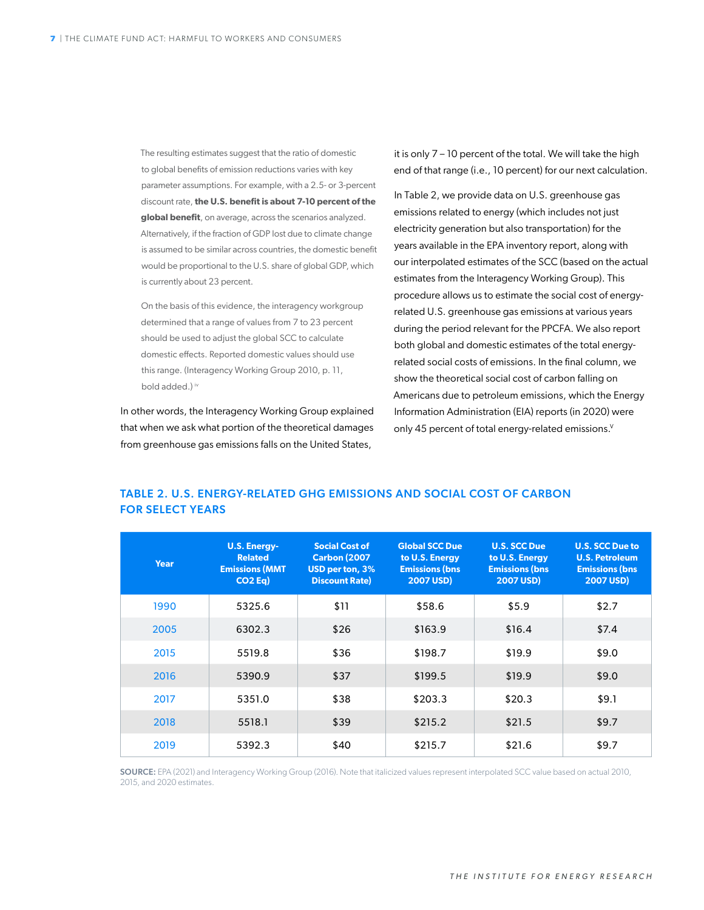> The resulting estimates suggest that the ratio of domestic to global benefits of emission reductions varies with key parameter assumptions. For example, with a 2.5- or 3-percent discount rate, **the U.S. benefit is about 7-10 percent of the global benefit**, on average, across the scenarios analyzed. Alternatively, if the fraction of GDP lost due to climate change is assumed to be similar across countries, the domestic benefit would be proportional to the U.S. share of global GDP, which is currently about 23 percent.
>
> On the basis of this evidence, the interagency workgroup determined that a range of values from 7 to 23 percent should be used to adjust the global SCC to calculate domestic effects. Reported domestic values should use this range. (Interagency Working Group 2010, p. 11, bold added.)[iv]

In other words, the Interagency Working Group explained that when we ask what portion of the theoretical damages from greenhouse gas emissions falls on the United States, it is only 7 – 10 percent of the total. We will take the high end of that range (i.e., 10 percent) for our next calculation.

In Table 2, we provide data on U.S. greenhouse gas emissions related to energy (which includes not just electricity generation but also transportation) for the years available in the EPA inventory report, along with our interpolated estimates of the SCC (based on the actual estimates from the Interagency Working Group). This procedure allows us to estimate the social cost of energy-related U.S. greenhouse gas emissions at various years during the period relevant for the PPCFA. We also report both global and domestic estimates of the total energy-related social costs of emissions. In the final column, we show the theoretical social cost of carbon falling on Americans due to petroleum emissions, which the Energy Information Administration (EIA) reports (in 2020) were only 45 percent of total energy-related emissions.[v]

## TABLE 2. U.S. ENERGY-RELATED GHG EMISSIONS AND SOCIAL COST OF CARBON FOR SELECT YEARS

| Year | U.S. Energy-Related Emissions (MMT CO2 Eq) | Social Cost of Carbon (2007 USD per ton, 3% Discount Rate) | Global SCC Due to U.S. Energy Emissions (bns 2007 USD) | U.S. SCC Due to U.S. Energy Emissions (bns 2007 USD) | U.S. SCC Due to U.S. Petroleum Emissions (bns 2007 USD) |
|---|---|---|---|---|---|
| 1990 | 5325.6 | $11 | $58.6 | $5.9 | $2.7 |
| 2005 | 6302.3 | $26 | $163.9 | $16.4 | $7.4 |
| 2015 | 5519.8 | $36 | $198.7 | $19.9 | $9.0 |
| 2016 | 5390.9 | $37 | $199.5 | $19.9 | $9.0 |
| 2017 | 5351.0 | $38 | $203.3 | $20.3 | $9.1 |
| 2018 | 5518.1 | $39 | $215.2 | $21.5 | $9.7 |
| 2019 | 5392.3 | $40 | $215.7 | $21.6 | $9.7 |

**SOURCE:** EPA (2021) and Interagency Working Group (2016). Note that italicized values represent interpolated SCC value based on actual 2010, 2015, and 2020 estimates.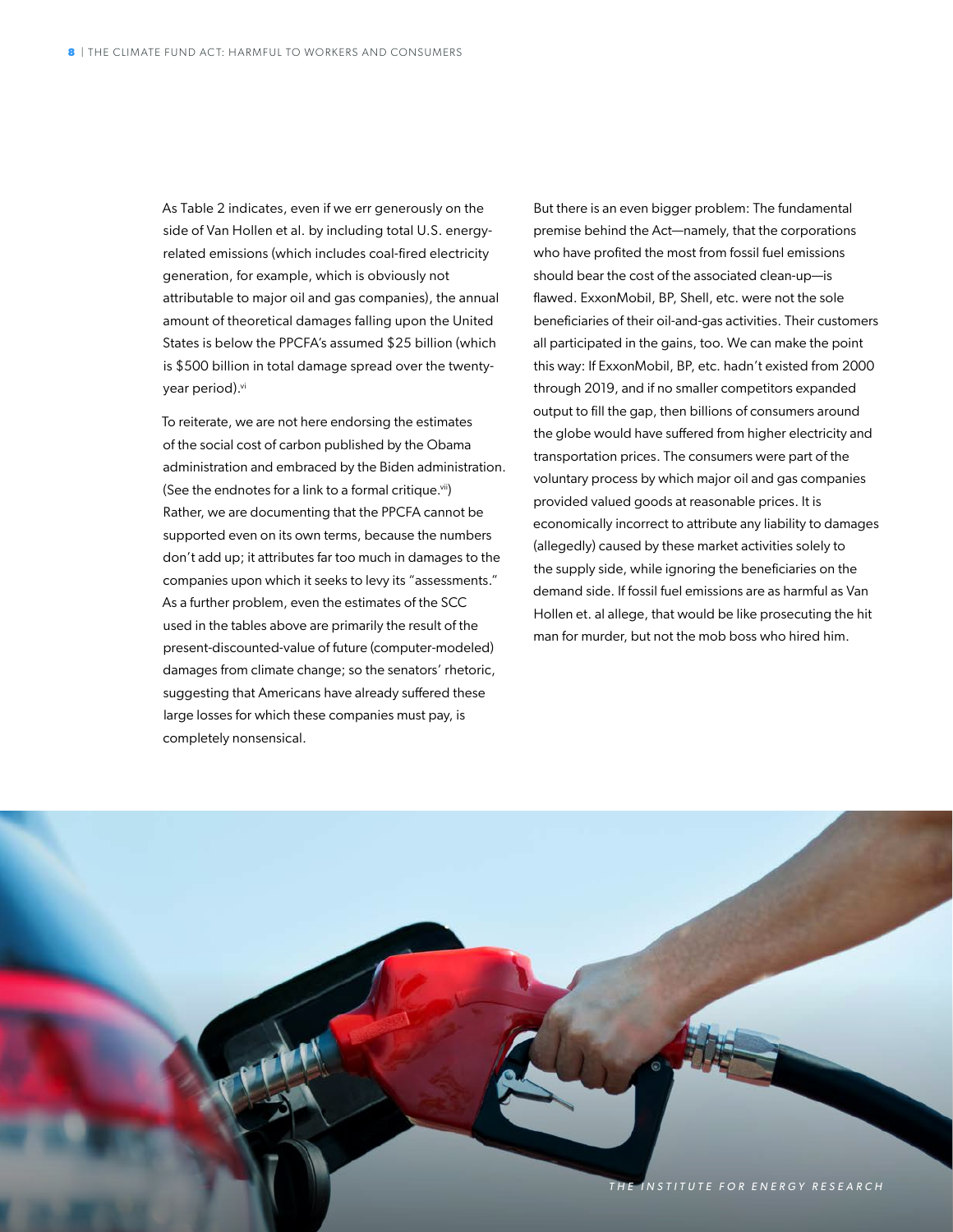As Table 2 indicates, even if we err generously on the side of Van Hollen et al. by including total U.S. energy-related emissions (which includes coal-fired electricity generation, for example, which is obviously not attributable to major oil and gas companies), the annual amount of theoretical damages falling upon the United States is below the PPCFA's assumed $25 billion (which is $500 billion in total damage spread over the twenty-year period).[vi]

To reiterate, we are not here endorsing the estimates of the social cost of carbon published by the Obama administration and embraced by the Biden administration. (See the endnotes for a link to a formal critique.[vii]) Rather, we are documenting that the PPCFA cannot be supported even on its own terms, because the numbers don't add up; it attributes far too much in damages to the companies upon which it seeks to levy its "assessments." As a further problem, even the estimates of the SCC used in the tables above are primarily the result of the present-discounted-value of future (computer-modeled) damages from climate change; so the senators' rhetoric, suggesting that Americans have already suffered these large losses for which these companies must pay, is completely nonsensical.

But there is an even bigger problem: The fundamental premise behind the Act—namely, that the corporations who have profited the most from fossil fuel emissions should bear the cost of the associated clean-up—is flawed. ExxonMobil, BP, Shell, etc. were not the sole beneficiaries of their oil-and-gas activities. Their customers all participated in the gains, too. We can make the point this way: If ExxonMobil, BP, etc. hadn't existed from 2000 through 2019, and if no smaller competitors expanded output to fill the gap, then billions of consumers around the globe would have suffered from higher electricity and transportation prices. The consumers were part of the voluntary process by which major oil and gas companies provided valued goods at reasonable prices. It is economically incorrect to attribute any liability to damages (allegedly) caused by these market activities solely to the supply side, while ignoring the beneficiaries on the demand side. If fossil fuel emissions are as harmful as Van Hollen et. al allege, that would be like prosecuting the hit man for murder, but not the mob boss who hired him.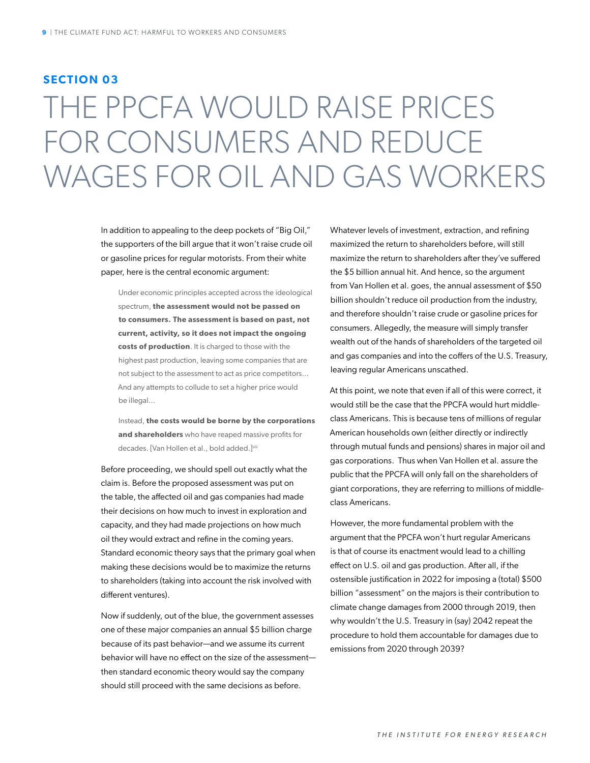## SECTION 03

# THE PPCFA WOULD RAISE PRICES FOR CONSUMERS AND REDUCE WAGES FOR OIL AND GAS WORKERS

In addition to appealing to the deep pockets of "Big Oil," the supporters of the bill argue that it won't raise crude oil or gasoline prices for regular motorists. From their white paper, here is the central economic argument:

> Under economic principles accepted across the ideological spectrum, **the assessment would not be passed on to consumers. The assessment is based on past, not current, activity, so it does not impact the ongoing costs of production**. It is charged to those with the highest past production, leaving some companies that are not subject to the assessment to act as price competitors… And any attempts to collude to set a higher price would be illegal…
>
> Instead, **the costs would be borne by the corporations and shareholders** who have reaped massive profits for decades. [Van Hollen et al., bold added.][viii]

Before proceeding, we should spell out exactly what the claim is. Before the proposed assessment was put on the table, the affected oil and gas companies had made their decisions on how much to invest in exploration and capacity, and they had made projections on how much oil they would extract and refine in the coming years. Standard economic theory says that the primary goal when making these decisions would be to maximize the returns to shareholders (taking into account the risk involved with different ventures).

Now if suddenly, out of the blue, the government assesses one of these major companies an annual $5 billion charge because of its past behavior—and we assume its current behavior will have no effect on the size of the assessment—then standard economic theory would say the company should still proceed with the same decisions as before. Whatever levels of investment, extraction, and refining maximized the return to shareholders before, will still maximize the return to shareholders after they've suffered the $5 billion annual hit. And hence, so the argument from Van Hollen et al. goes, the annual assessment of $50 billion shouldn't reduce oil production from the industry, and therefore shouldn't raise crude or gasoline prices for consumers. Allegedly, the measure will simply transfer wealth out of the hands of shareholders of the targeted oil and gas companies and into the coffers of the U.S. Treasury, leaving regular Americans unscathed.

At this point, we note that even if all of this were correct, it would still be the case that the PPCFA would hurt middle-class Americans. This is because tens of millions of regular American households own (either directly or indirectly through mutual funds and pensions) shares in major oil and gas corporations. Thus when Van Hollen et al. assure the public that the PPCFA will only fall on the shareholders of giant corporations, they are referring to millions of middle-class Americans.

However, the more fundamental problem with the argument that the PPCFA won't hurt regular Americans is that of course its enactment would lead to a chilling effect on U.S. oil and gas production. After all, if the ostensible justification in 2022 for imposing a (total) $500 billion "assessment" on the majors is their contribution to climate change damages from 2000 through 2019, then why wouldn't the U.S. Treasury in (say) 2042 repeat the procedure to hold them accountable for damages due to emissions from 2020 through 2039?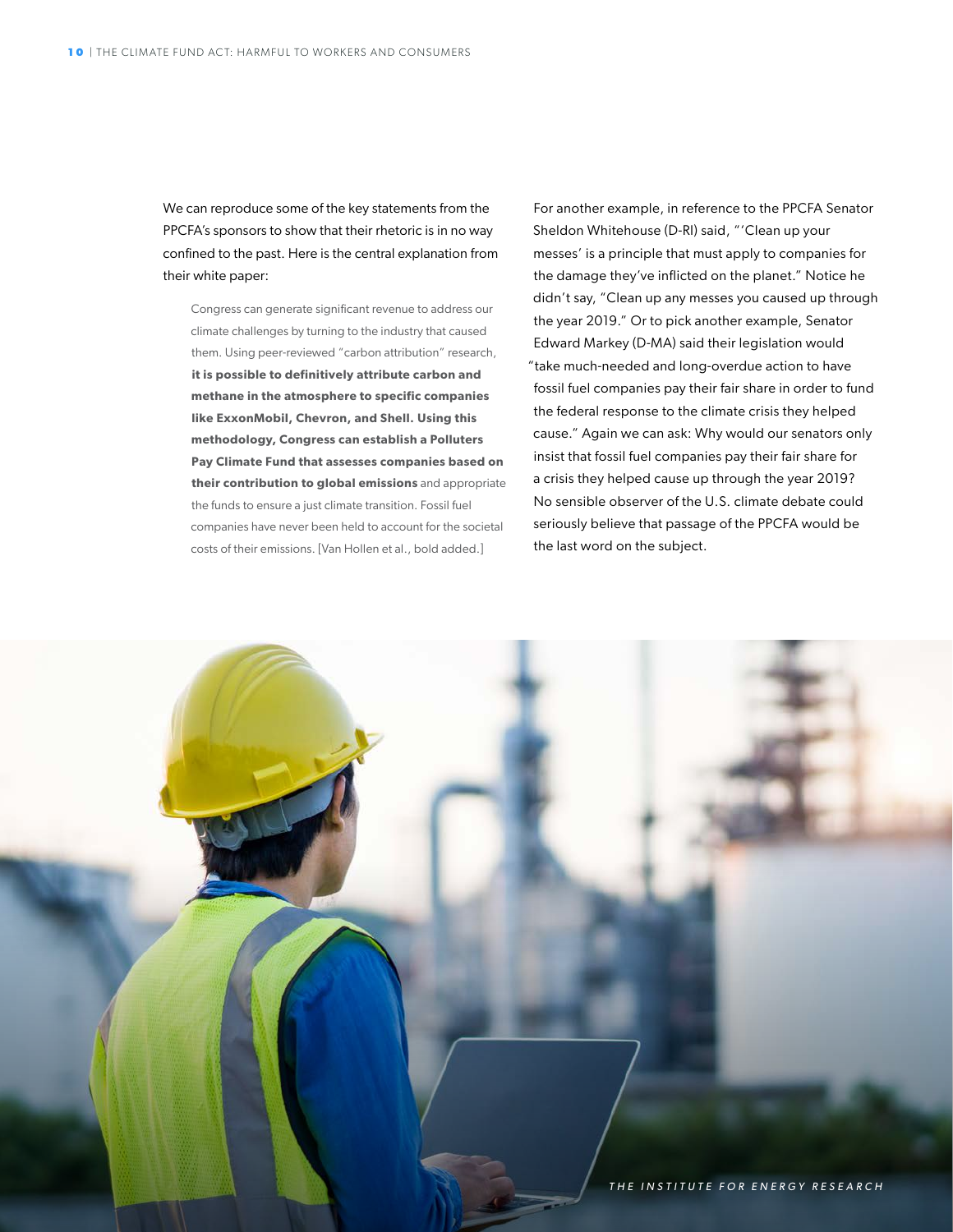We can reproduce some of the key statements from the PPCFA's sponsors to show that their rhetoric is in no way confined to the past. Here is the central explanation from their white paper:

> Congress can generate significant revenue to address our climate challenges by turning to the industry that caused them. Using peer-reviewed "carbon attribution" research, **it is possible to definitively attribute carbon and methane in the atmosphere to specific companies like ExxonMobil, Chevron, and Shell. Using this methodology, Congress can establish a Polluters Pay Climate Fund that assesses companies based on their contribution to global emissions** and appropriate the funds to ensure a just climate transition. Fossil fuel companies have never been held to account for the societal costs of their emissions. [Van Hollen et al., bold added.]

For another example, in reference to the PPCFA Senator Sheldon Whitehouse (D-RI) said, "'Clean up your messes' is a principle that must apply to companies for the damage they've inflicted on the planet." Notice he didn't say, "Clean up any messes you caused up through the year 2019." Or to pick another example, Senator Edward Markey (D-MA) said their legislation would "take much-needed and long-overdue action to have fossil fuel companies pay their fair share in order to fund the federal response to the climate crisis they helped cause." Again we can ask: Why would our senators only insist that fossil fuel companies pay their fair share for a crisis they helped cause up through the year 2019? No sensible observer of the U.S. climate debate could seriously believe that passage of the PPCFA would be the last word on the subject.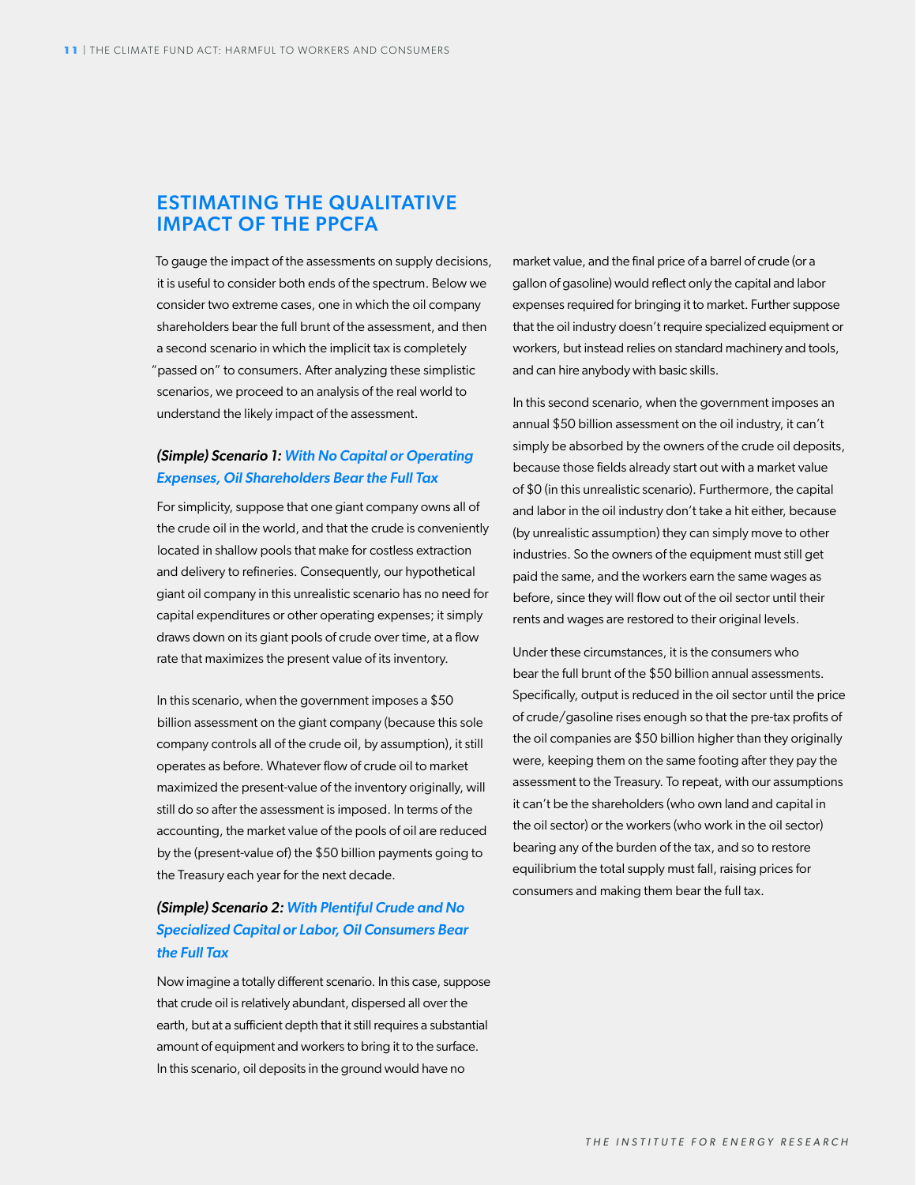## ESTIMATING THE QUALITATIVE IMPACT OF THE PPCFA

To gauge the impact of the assessments on supply decisions, it is useful to consider both ends of the spectrum. Below we consider two extreme cases, one in which the oil company shareholders bear the full brunt of the assessment, and then a second scenario in which the implicit tax is completely "passed on" to consumers. After analyzing these simplistic scenarios, we proceed to an analysis of the real world to understand the likely impact of the assessment.

### *(Simple) Scenario 1: With No Capital or Operating Expenses, Oil Shareholders Bear the Full Tax*

For simplicity, suppose that one giant company owns all of the crude oil in the world, and that the crude is conveniently located in shallow pools that make for costless extraction and delivery to refineries. Consequently, our hypothetical giant oil company in this unrealistic scenario has no need for capital expenditures or other operating expenses; it simply draws down on its giant pools of crude over time, at a flow rate that maximizes the present value of its inventory.

In this scenario, when the government imposes a $50 billion assessment on the giant company (because this sole company controls all of the crude oil, by assumption), it still operates as before. Whatever flow of crude oil to market maximized the present-value of the inventory originally, will still do so after the assessment is imposed. In terms of the accounting, the market value of the pools of oil are reduced by the (present-value of) the $50 billion payments going to the Treasury each year for the next decade.

### *(Simple) Scenario 2: With Plentiful Crude and No Specialized Capital or Labor, Oil Consumers Bear the Full Tax*

Now imagine a totally different scenario. In this case, suppose that crude oil is relatively abundant, dispersed all over the earth, but at a sufficient depth that it still requires a substantial amount of equipment and workers to bring it to the surface. In this scenario, oil deposits in the ground would have no market value, and the final price of a barrel of crude (or a gallon of gasoline) would reflect only the capital and labor expenses required for bringing it to market. Further suppose that the oil industry doesn't require specialized equipment or workers, but instead relies on standard machinery and tools, and can hire anybody with basic skills.

In this second scenario, when the government imposes an annual $50 billion assessment on the oil industry, it can't simply be absorbed by the owners of the crude oil deposits, because those fields already start out with a market value of $0 (in this unrealistic scenario). Furthermore, the capital and labor in the oil industry don't take a hit either, because (by unrealistic assumption) they can simply move to other industries. So the owners of the equipment must still get paid the same, and the workers earn the same wages as before, since they will flow out of the oil sector until their rents and wages are restored to their original levels.

Under these circumstances, it is the consumers who bear the full brunt of the $50 billion annual assessments. Specifically, output is reduced in the oil sector until the price of crude/gasoline rises enough so that the pre-tax profits of the oil companies are $50 billion higher than they originally were, keeping them on the same footing after they pay the assessment to the Treasury. To repeat, with our assumptions it can't be the shareholders (who own land and capital in the oil sector) or the workers (who work in the oil sector) bearing any of the burden of the tax, and so to restore equilibrium the total supply must fall, raising prices for consumers and making them bear the full tax.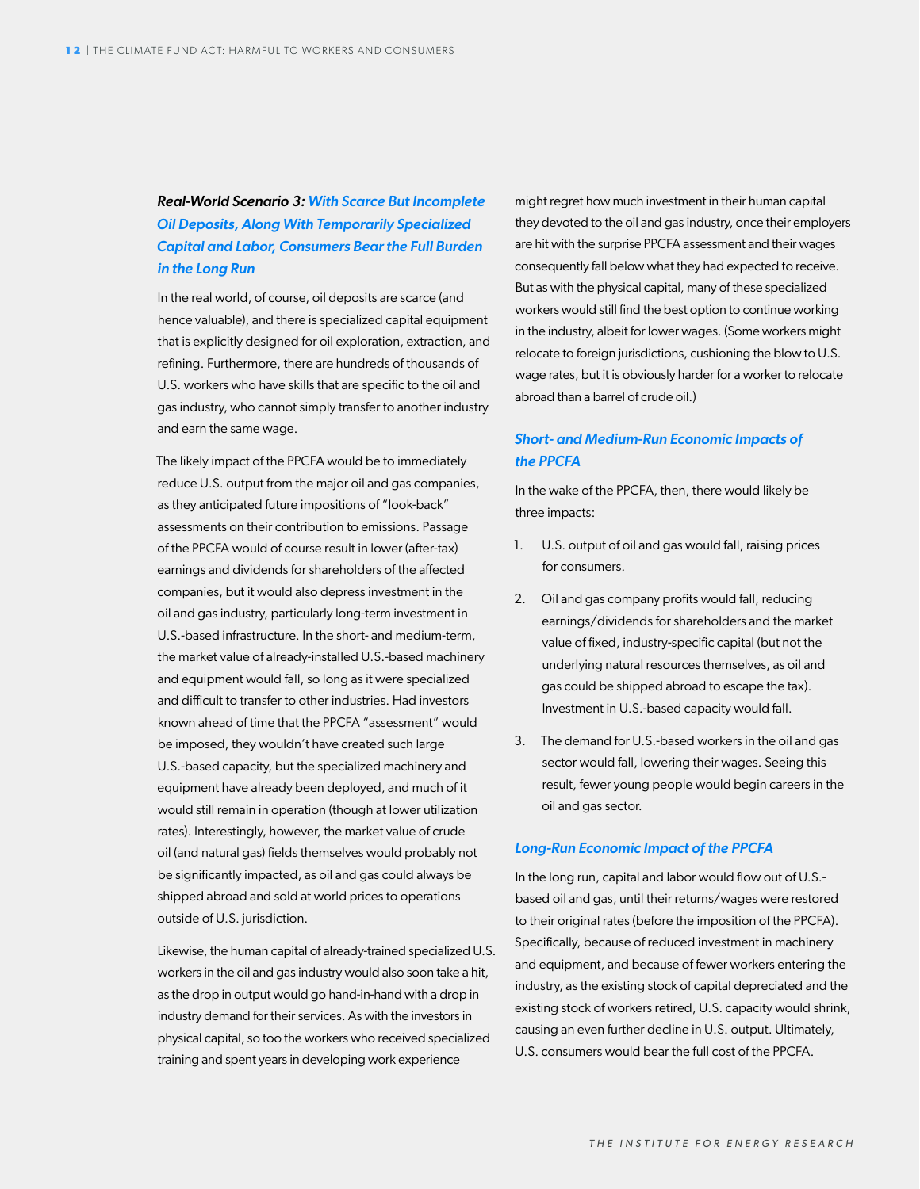### *Real-World Scenario 3: With Scarce But Incomplete Oil Deposits, Along With Temporarily Specialized Capital and Labor, Consumers Bear the Full Burden in the Long Run*

In the real world, of course, oil deposits are scarce (and hence valuable), and there is specialized capital equipment that is explicitly designed for oil exploration, extraction, and refining. Furthermore, there are hundreds of thousands of U.S. workers who have skills that are specific to the oil and gas industry, who cannot simply transfer to another industry and earn the same wage.

The likely impact of the PPCFA would be to immediately reduce U.S. output from the major oil and gas companies, as they anticipated future impositions of "look-back" assessments on their contribution to emissions. Passage of the PPCFA would of course result in lower (after-tax) earnings and dividends for shareholders of the affected companies, but it would also depress investment in the oil and gas industry, particularly long-term investment in U.S.-based infrastructure. In the short- and medium-term, the market value of already-installed U.S.-based machinery and equipment would fall, so long as it were specialized and difficult to transfer to other industries. Had investors known ahead of time that the PPCFA "assessment" would be imposed, they wouldn't have created such large U.S.-based capacity, but the specialized machinery and equipment have already been deployed, and much of it would still remain in operation (though at lower utilization rates). Interestingly, however, the market value of crude oil (and natural gas) fields themselves would probably not be significantly impacted, as oil and gas could always be shipped abroad and sold at world prices to operations outside of U.S. jurisdiction.

Likewise, the human capital of already-trained specialized U.S. workers in the oil and gas industry would also soon take a hit, as the drop in output would go hand-in-hand with a drop in industry demand for their services. As with the investors in physical capital, so too the workers who received specialized training and spent years in developing work experience might regret how much investment in their human capital they devoted to the oil and gas industry, once their employers are hit with the surprise PPCFA assessment and their wages consequently fall below what they had expected to receive. But as with the physical capital, many of these specialized workers would still find the best option to continue working in the industry, albeit for lower wages. (Some workers might relocate to foreign jurisdictions, cushioning the blow to U.S. wage rates, but it is obviously harder for a worker to relocate abroad than a barrel of crude oil.)

### *Short- and Medium-Run Economic Impacts of the PPCFA*

In the wake of the PPCFA, then, there would likely be three impacts:

1. U.S. output of oil and gas would fall, raising prices for consumers.
2. Oil and gas company profits would fall, reducing earnings/dividends for shareholders and the market value of fixed, industry-specific capital (but not the underlying natural resources themselves, as oil and gas could be shipped abroad to escape the tax). Investment in U.S.-based capacity would fall.
3. The demand for U.S.-based workers in the oil and gas sector would fall, lowering their wages. Seeing this result, fewer young people would begin careers in the oil and gas sector.

### *Long-Run Economic Impact of the PPCFA*

In the long run, capital and labor would flow out of U.S.-based oil and gas, until their returns/wages were restored to their original rates (before the imposition of the PPCFA). Specifically, because of reduced investment in machinery and equipment, and because of fewer workers entering the industry, as the existing stock of capital depreciated and the existing stock of workers retired, U.S. capacity would shrink, causing an even further decline in U.S. output. Ultimately, U.S. consumers would bear the full cost of the PPCFA.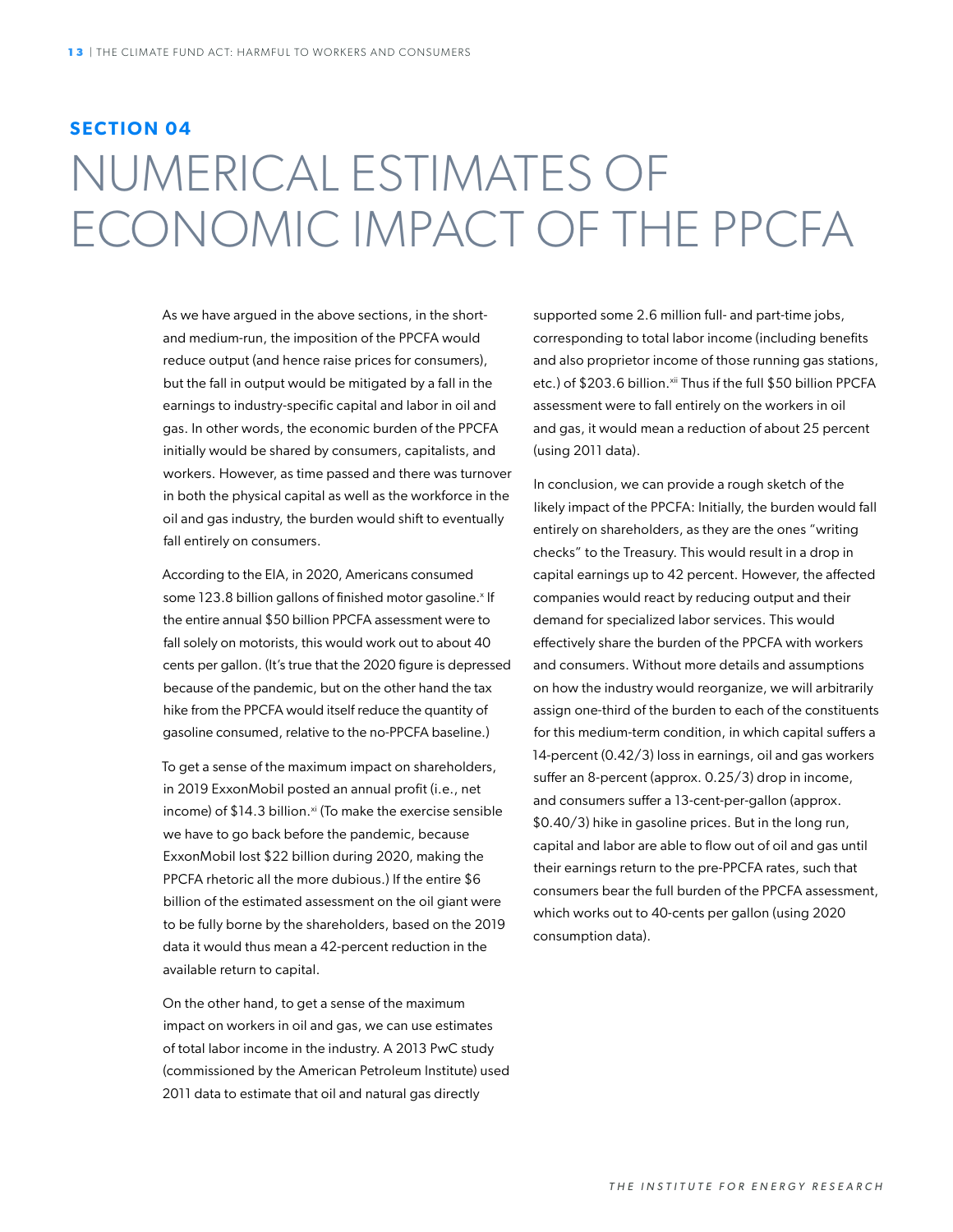## SECTION 04

# NUMERICAL ESTIMATES OF ECONOMIC IMPACT OF THE PPCFA

As we have argued in the above sections, in the short- and medium-run, the imposition of the PPCFA would reduce output (and hence raise prices for consumers), but the fall in output would be mitigated by a fall in the earnings to industry-specific capital and labor in oil and gas. In other words, the economic burden of the PPCFA initially would be shared by consumers, capitalists, and workers. However, as time passed and there was turnover in both the physical capital as well as the workforce in the oil and gas industry, the burden would shift to eventually fall entirely on consumers.

According to the EIA, in 2020, Americans consumed some 123.8 billion gallons of finished motor gasoline.[x] If the entire annual $50 billion PPCFA assessment were to fall solely on motorists, this would work out to about 40 cents per gallon. (It's true that the 2020 figure is depressed because of the pandemic, but on the other hand the tax hike from the PPCFA would itself reduce the quantity of gasoline consumed, relative to the no-PPCFA baseline.)

To get a sense of the maximum impact on shareholders, in 2019 ExxonMobil posted an annual profit (i.e., net income) of $14.3 billion.[xi] (To make the exercise sensible we have to go back before the pandemic, because ExxonMobil lost $22 billion during 2020, making the PPCFA rhetoric all the more dubious.) If the entire $6 billion of the estimated assessment on the oil giant were to be fully borne by the shareholders, based on the 2019 data it would thus mean a 42-percent reduction in the available return to capital.

On the other hand, to get a sense of the maximum impact on workers in oil and gas, we can use estimates of total labor income in the industry. A 2013 PwC study (commissioned by the American Petroleum Institute) used 2011 data to estimate that oil and natural gas directly supported some 2.6 million full- and part-time jobs, corresponding to total labor income (including benefits and also proprietor income of those running gas stations, etc.) of $203.6 billion.[xii] Thus if the full $50 billion PPCFA assessment were to fall entirely on the workers in oil and gas, it would mean a reduction of about 25 percent (using 2011 data).

In conclusion, we can provide a rough sketch of the likely impact of the PPCFA: Initially, the burden would fall entirely on shareholders, as they are the ones "writing checks" to the Treasury. This would result in a drop in capital earnings up to 42 percent. However, the affected companies would react by reducing output and their demand for specialized labor services. This would effectively share the burden of the PPCFA with workers and consumers. Without more details and assumptions on how the industry would reorganize, we will arbitrarily assign one-third of the burden to each of the constituents for this medium-term condition, in which capital suffers a 14-percent (0.42/3) loss in earnings, oil and gas workers suffer an 8-percent (approx. 0.25/3) drop in income, and consumers suffer a 13-cent-per-gallon (approx. $0.40/3) hike in gasoline prices. But in the long run, capital and labor are able to flow out of oil and gas until their earnings return to the pre-PPCFA rates, such that consumers bear the full burden of the PPCFA assessment, which works out to 40-cents per gallon (using 2020 consumption data).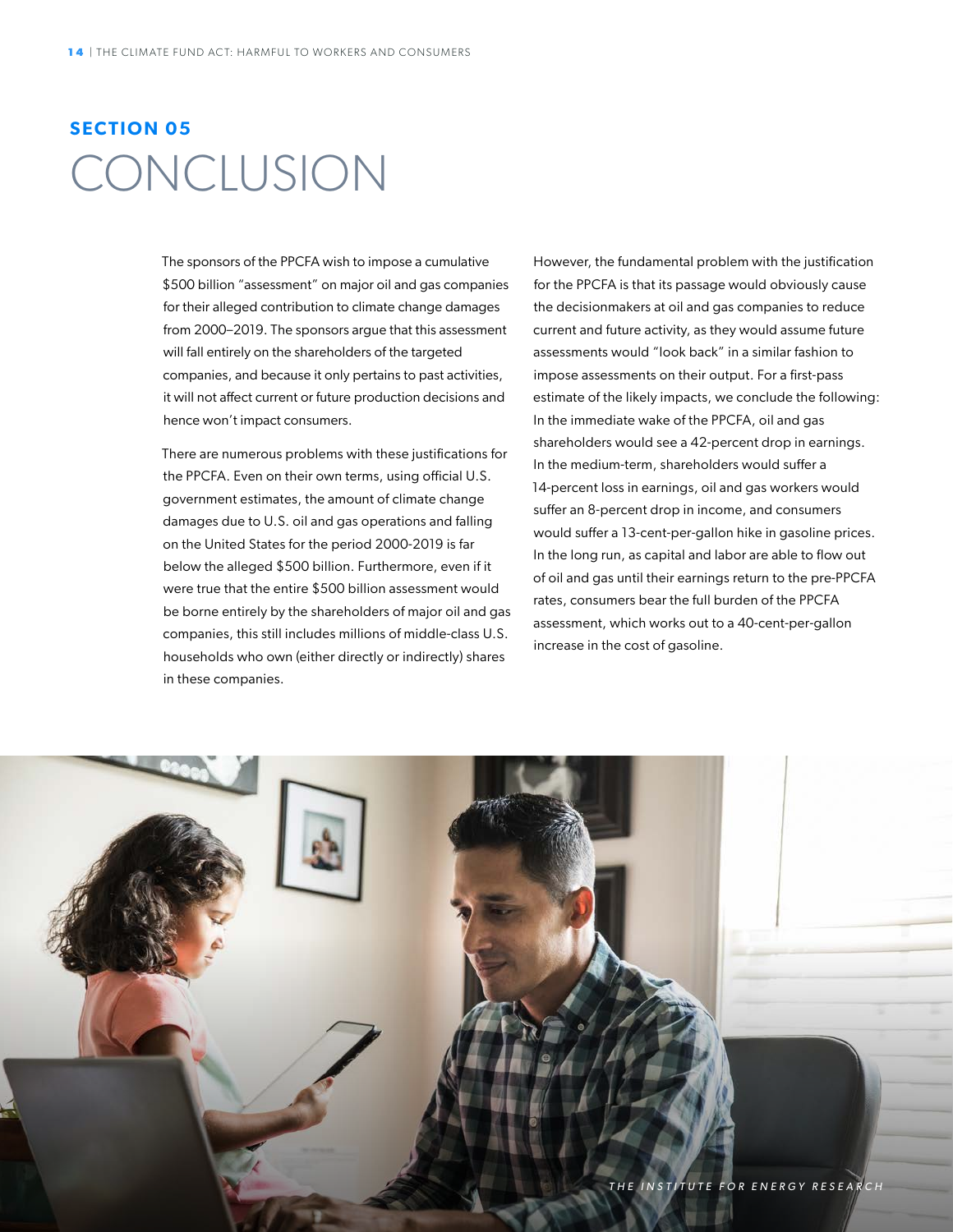## SECTION 05

# CONCLUSION

The sponsors of the PPCFA wish to impose a cumulative $500 billion "assessment" on major oil and gas companies for their alleged contribution to climate change damages from 2000–2019. The sponsors argue that this assessment will fall entirely on the shareholders of the targeted companies, and because it only pertains to past activities, it will not affect current or future production decisions and hence won't impact consumers.

There are numerous problems with these justifications for the PPCFA. Even on their own terms, using official U.S. government estimates, the amount of climate change damages due to U.S. oil and gas operations and falling on the United States for the period 2000-2019 is far below the alleged $500 billion. Furthermore, even if it were true that the entire $500 billion assessment would be borne entirely by the shareholders of major oil and gas companies, this still includes millions of middle-class U.S. households who own (either directly or indirectly) shares in these companies.

However, the fundamental problem with the justification for the PPCFA is that its passage would obviously cause the decisionmakers at oil and gas companies to reduce current and future activity, as they would assume future assessments would "look back" in a similar fashion to impose assessments on their output. For a first-pass estimate of the likely impacts, we conclude the following: In the immediate wake of the PPCFA, oil and gas shareholders would see a 42-percent drop in earnings. In the medium-term, shareholders would suffer a 14-percent loss in earnings, oil and gas workers would suffer an 8-percent drop in income, and consumers would suffer a 13-cent-per-gallon hike in gasoline prices. In the long run, as capital and labor are able to flow out of oil and gas until their earnings return to the pre-PPCFA rates, consumers bear the full burden of the PPCFA assessment, which works out to a 40-cent-per-gallon increase in the cost of gasoline.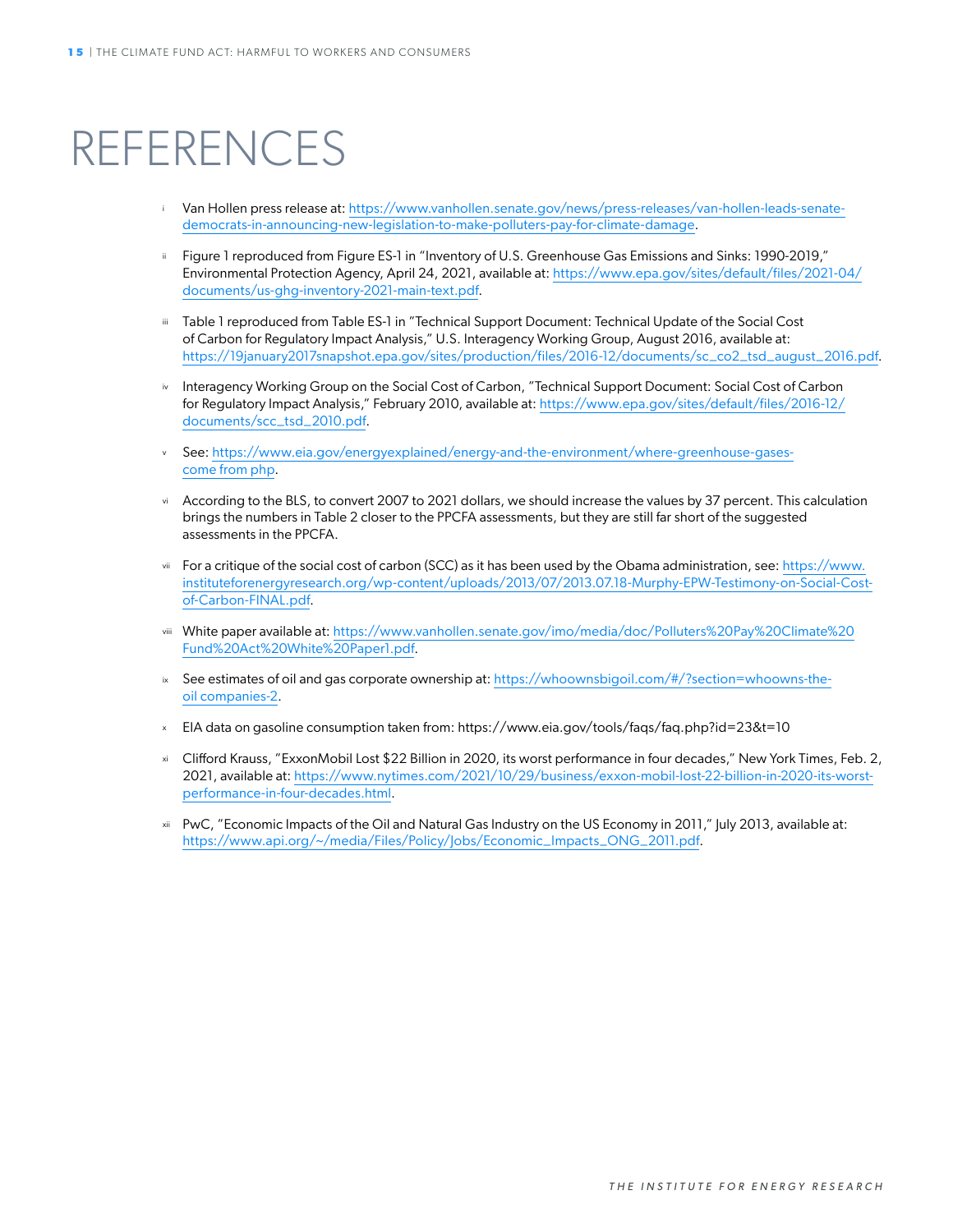# REFERENCES

- i Van Hollen press release at: https://www.vanhollen.senate.gov/news/press-releases/van-hollen-leads-senate-democrats-in-announcing-new-legislation-to-make-polluters-pay-for-climate-damage.
- ii Figure 1 reproduced from Figure ES-1 in "Inventory of U.S. Greenhouse Gas Emissions and Sinks: 1990-2019," Environmental Protection Agency, April 24, 2021, available at: https://www.epa.gov/sites/default/files/2021-04/documents/us-ghg-inventory-2021-main-text.pdf.
- iii Table 1 reproduced from Table ES-1 in "Technical Support Document: Technical Update of the Social Cost of Carbon for Regulatory Impact Analysis," U.S. Interagency Working Group, August 2016, available at: https://19january2017snapshot.epa.gov/sites/production/files/2016-12/documents/sc_co2_tsd_august_2016.pdf.
- iv Interagency Working Group on the Social Cost of Carbon, "Technical Support Document: Social Cost of Carbon for Regulatory Impact Analysis," February 2010, available at: https://www.epa.gov/sites/default/files/2016-12/documents/scc_tsd_2010.pdf.
- v See: https://www.eia.gov/energyexplained/energy-and-the-environment/where-greenhouse-gases-come from php.
- vi According to the BLS, to convert 2007 to 2021 dollars, we should increase the values by 37 percent. This calculation brings the numbers in Table 2 closer to the PPCFA assessments, but they are still far short of the suggested assessments in the PPCFA.
- vii For a critique of the social cost of carbon (SCC) as it has been used by the Obama administration, see: https://www.instituteforenergyresearch.org/wp-content/uploads/2013/07/2013.07.18-Murphy-EPW-Testimony-on-Social-Cost-of-Carbon-FINAL.pdf.
- viii White paper available at: https://www.vanhollen.senate.gov/imo/media/doc/Polluters%20Pay%20Climate%20Fund%20Act%20White%20Paper1.pdf.
- ix See estimates of oil and gas corporate ownership at: https://whoownsbigoil.com/#/?section=whoowns-the-oil companies-2.
- x EIA data on gasoline consumption taken from: https://www.eia.gov/tools/faqs/faq.php?id=23&t=10
- xi Clifford Krauss, "ExxonMobil Lost $22 Billion in 2020, its worst performance in four decades," New York Times, Feb. 2, 2021, available at: https://www.nytimes.com/2021/10/29/business/exxon-mobil-lost-22-billion-in-2020-its-worst-performance-in-four-decades.html.
- xii PwC, "Economic Impacts of the Oil and Natural Gas Industry on the US Economy in 2011," July 2013, available at: https://www.api.org/~/media/Files/Policy/Jobs/Economic_Impacts_ONG_2011.pdf.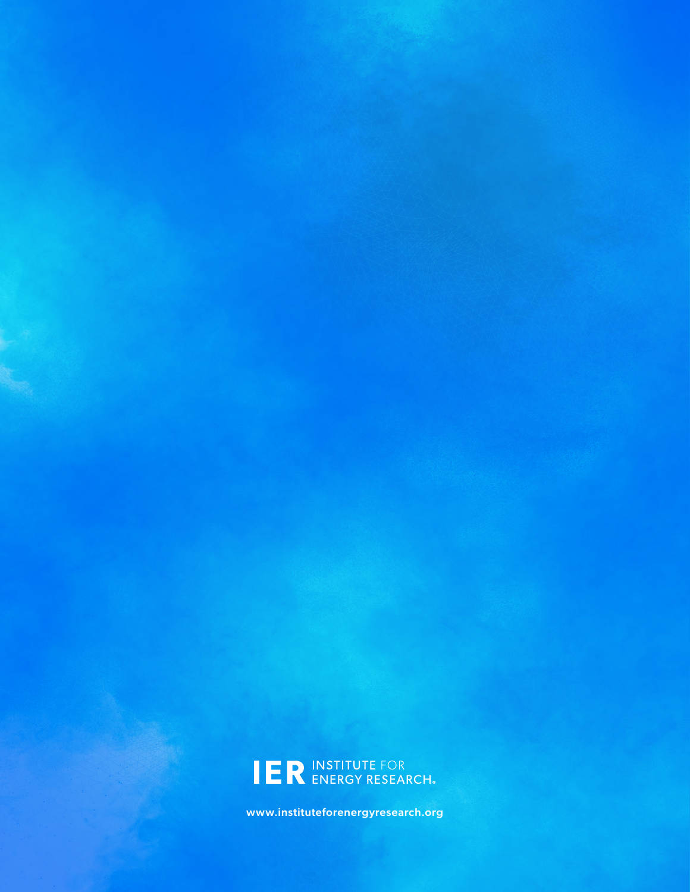IER INSTITUTE FOR ENERGY RESEARCH.

www.instituteforenergyresearch.org